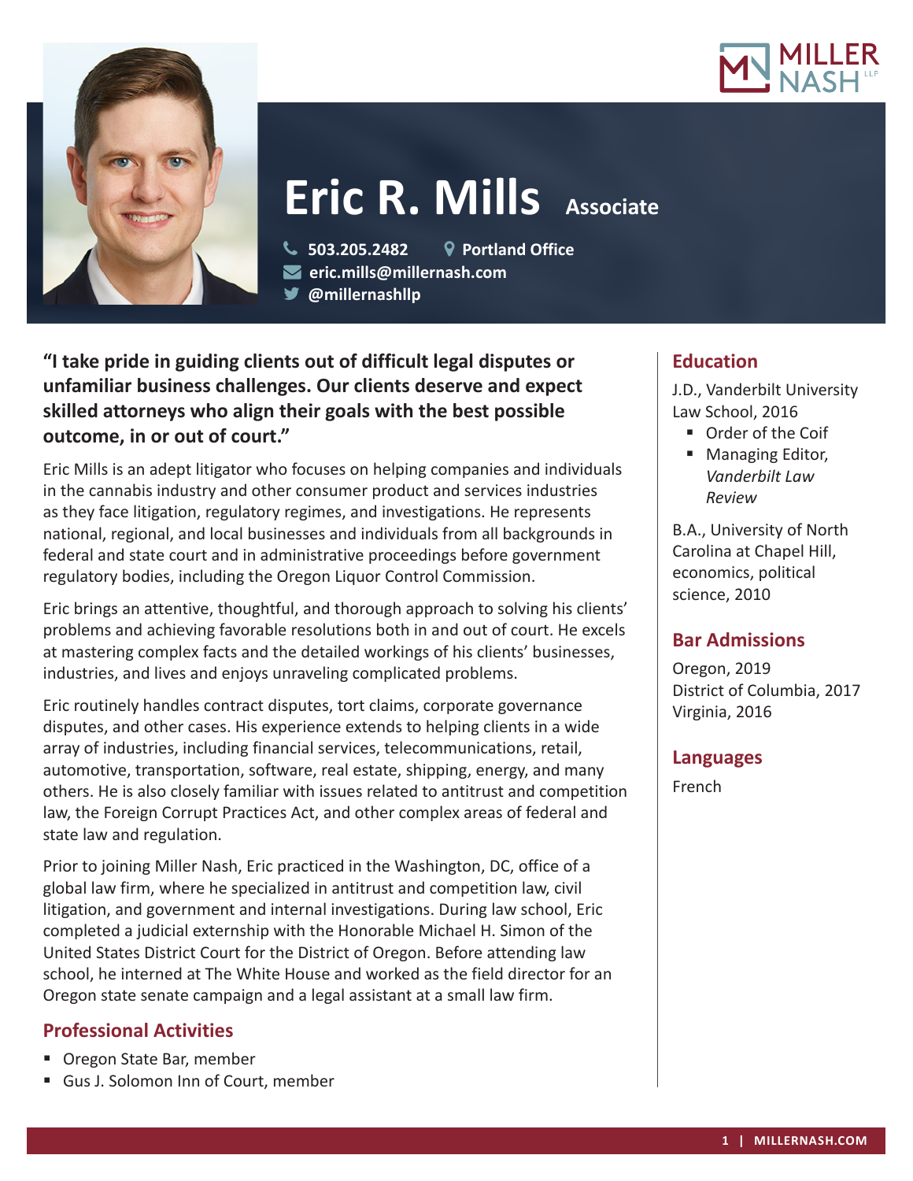# Eric R. Mills

**Associate**

503.205.2482 | Portland Office
eric.mills@millernash.com
@millernashllp

**"I take pride in guiding clients out of difficult legal disputes or unfamiliar business challenges. Our clients deserve and expect skilled attorneys who align their goals with the best possible outcome, in or out of court."**

Eric Mills is an adept litigator who focuses on helping companies and individuals in the cannabis industry and other consumer product and services industries as they face litigation, regulatory regimes, and investigations. He represents national, regional, and local businesses and individuals from all backgrounds in federal and state court and in administrative proceedings before government regulatory bodies, including the Oregon Liquor Control Commission.

Eric brings an attentive, thoughtful, and thorough approach to solving his clients' problems and achieving favorable resolutions both in and out of court. He excels at mastering complex facts and the detailed workings of his clients' businesses, industries, and lives and enjoys unraveling complicated problems.

Eric routinely handles contract disputes, tort claims, corporate governance disputes, and other cases. His experience extends to helping clients in a wide array of industries, including financial services, telecommunications, retail, automotive, transportation, software, real estate, shipping, energy, and many others. He is also closely familiar with issues related to antitrust and competition law, the Foreign Corrupt Practices Act, and other complex areas of federal and state law and regulation.

Prior to joining Miller Nash, Eric practiced in the Washington, DC, office of a global law firm, where he specialized in antitrust and competition law, civil litigation, and government and internal investigations. During law school, Eric completed a judicial externship with the Honorable Michael H. Simon of the United States District Court for the District of Oregon. Before attending law school, he interned at The White House and worked as the field director for an Oregon state senate campaign and a legal assistant at a small law firm.

## Professional Activities

- Oregon State Bar, member
- Gus J. Solomon Inn of Court, member

## Education

J.D., Vanderbilt University Law School, 2016

- Order of the Coif
- Managing Editor, *Vanderbilt Law Review*

B.A., University of North Carolina at Chapel Hill, economics, political science, 2010

## Bar Admissions

Oregon, 2019
District of Columbia, 2017
Virginia, 2016

## Languages

French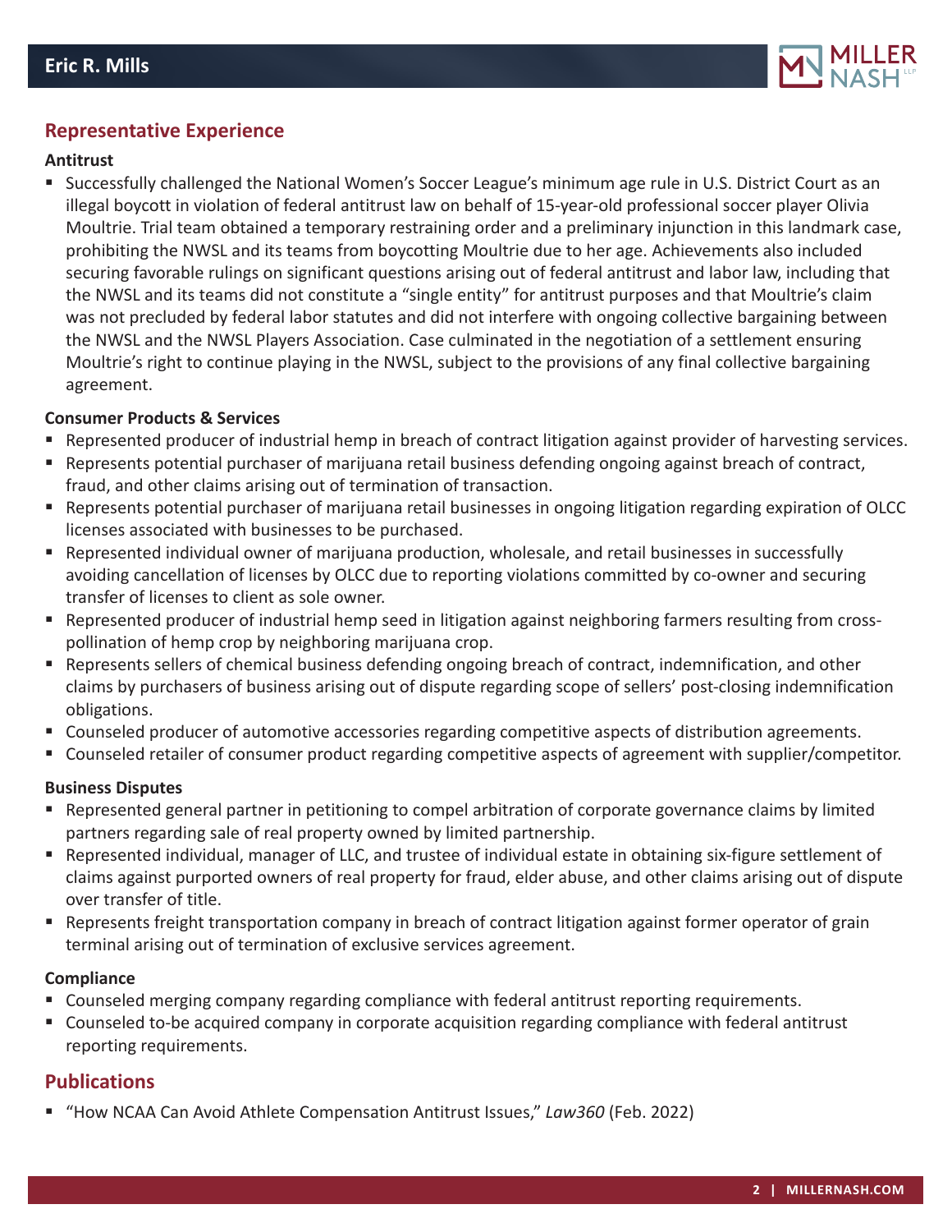## Representative Experience

### Antitrust

- Successfully challenged the National Women's Soccer League's minimum age rule in U.S. District Court as an illegal boycott in violation of federal antitrust law on behalf of 15-year-old professional soccer player Olivia Moultrie. Trial team obtained a temporary restraining order and a preliminary injunction in this landmark case, prohibiting the NWSL and its teams from boycotting Moultrie due to her age. Achievements also included securing favorable rulings on significant questions arising out of federal antitrust and labor law, including that the NWSL and its teams did not constitute a "single entity" for antitrust purposes and that Moultrie's claim was not precluded by federal labor statutes and did not interfere with ongoing collective bargaining between the NWSL and the NWSL Players Association. Case culminated in the negotiation of a settlement ensuring Moultrie's right to continue playing in the NWSL, subject to the provisions of any final collective bargaining agreement.

### Consumer Products & Services

- Represented producer of industrial hemp in breach of contract litigation against provider of harvesting services.
- Represents potential purchaser of marijuana retail business defending ongoing against breach of contract, fraud, and other claims arising out of termination of transaction.
- Represents potential purchaser of marijuana retail businesses in ongoing litigation regarding expiration of OLCC licenses associated with businesses to be purchased.
- Represented individual owner of marijuana production, wholesale, and retail businesses in successfully avoiding cancellation of licenses by OLCC due to reporting violations committed by co-owner and securing transfer of licenses to client as sole owner.
- Represented producer of industrial hemp seed in litigation against neighboring farmers resulting from cross-pollination of hemp crop by neighboring marijuana crop.
- Represents sellers of chemical business defending ongoing breach of contract, indemnification, and other claims by purchasers of business arising out of dispute regarding scope of sellers' post-closing indemnification obligations.
- Counseled producer of automotive accessories regarding competitive aspects of distribution agreements.
- Counseled retailer of consumer product regarding competitive aspects of agreement with supplier/competitor.

### Business Disputes

- Represented general partner in petitioning to compel arbitration of corporate governance claims by limited partners regarding sale of real property owned by limited partnership.
- Represented individual, manager of LLC, and trustee of individual estate in obtaining six-figure settlement of claims against purported owners of real property for fraud, elder abuse, and other claims arising out of dispute over transfer of title.
- Represents freight transportation company in breach of contract litigation against former operator of grain terminal arising out of termination of exclusive services agreement.

### Compliance

- Counseled merging company regarding compliance with federal antitrust reporting requirements.
- Counseled to-be acquired company in corporate acquisition regarding compliance with federal antitrust reporting requirements.

## Publications

- "How NCAA Can Avoid Athlete Compensation Antitrust Issues," *Law360* (Feb. 2022)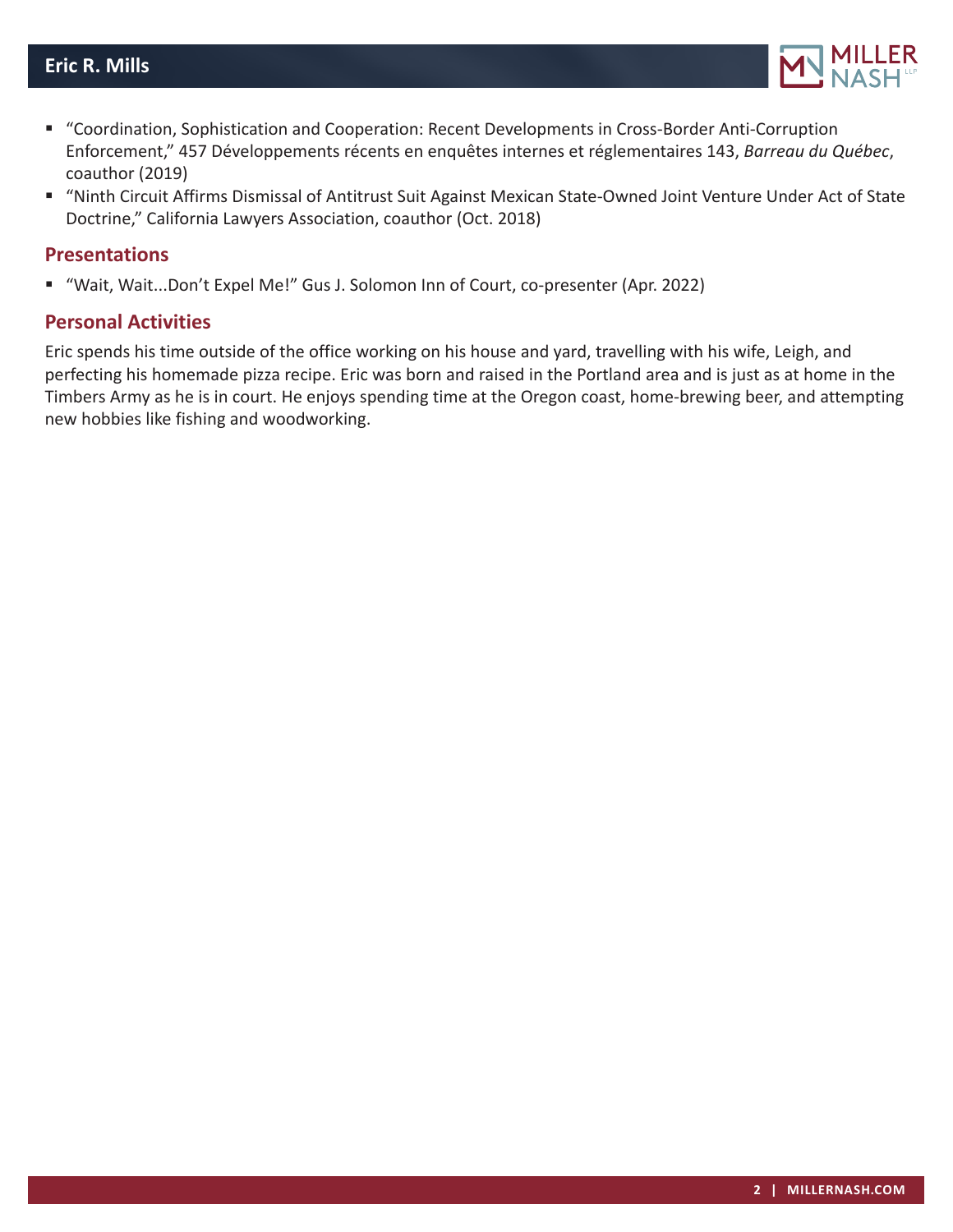- "Coordination, Sophistication and Cooperation: Recent Developments in Cross-Border Anti-Corruption Enforcement," 457 Développements récents en enquêtes internes et réglementaires 143, *Barreau du Québec*, coauthor (2019)
- "Ninth Circuit Affirms Dismissal of Antitrust Suit Against Mexican State-Owned Joint Venture Under Act of State Doctrine," California Lawyers Association, coauthor (Oct. 2018)

## Presentations

- "Wait, Wait...Don't Expel Me!" Gus J. Solomon Inn of Court, co-presenter (Apr. 2022)

## Personal Activities

Eric spends his time outside of the office working on his house and yard, travelling with his wife, Leigh, and perfecting his homemade pizza recipe. Eric was born and raised in the Portland area and is just as at home in the Timbers Army as he is in court. He enjoys spending time at the Oregon coast, home-brewing beer, and attempting new hobbies like fishing and woodworking.